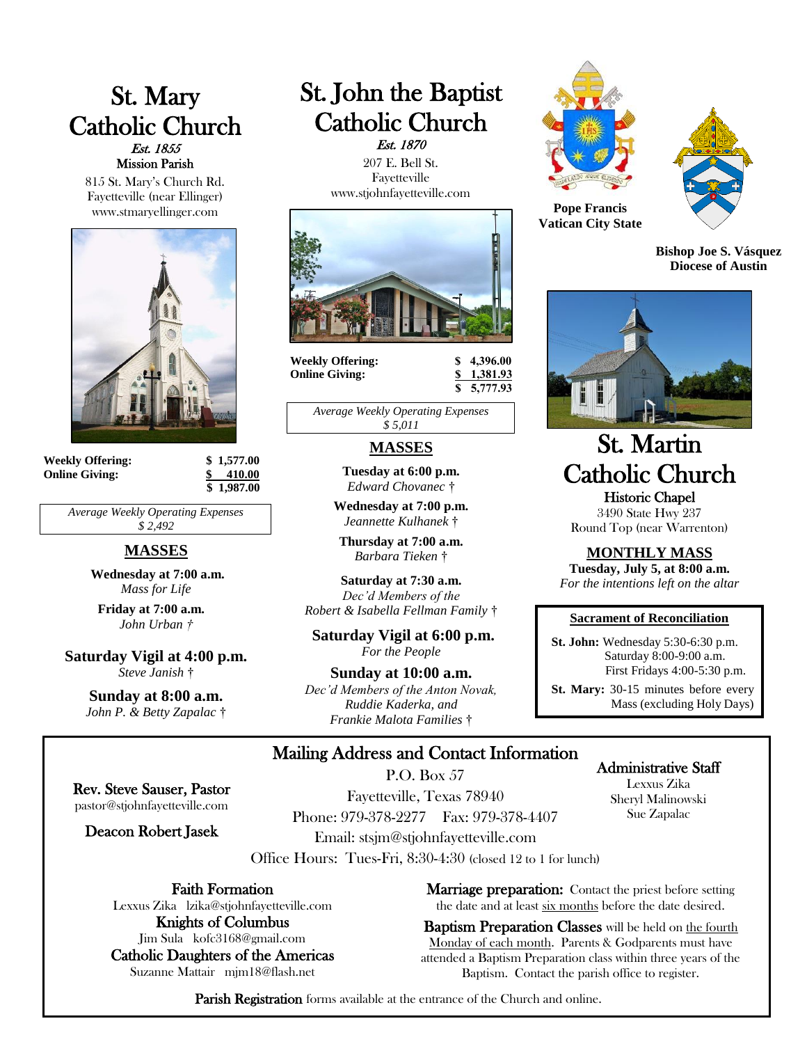# St. Mary Catholic Church

*Est. 1855*

Mission Parish

815 St. Mary's Church Rd.
Fayetteville (near Ellinger)
www.stmaryellinger.com

| | |
|---|---|
| **Weekly Offering:** | **$ 1,577.00** |
| **Online Giving:** | **$ 410.00** |
| | **$ 1,987.00** |

*Average Weekly Operating Expenses*
*$ 2,492*

## MASSES

**Wednesday at 7:00 a.m.**
*Mass for Life*

**Friday at 7:00 a.m.**
*John Urban †*

**Saturday Vigil at 4:00 p.m.**
*Steve Janish †*

**Sunday at 8:00 a.m.**
*John P. & Betty Zapalac †*

# St. John the Baptist Catholic Church

*Est. 1870*

207 E. Bell St.
Fayetteville
www.stjohnfayetteville.com

| | |
|---|---|
| **Weekly Offering:** | **$ 4,396.00** |
| **Online Giving:** | **$ 1,381.93** |
| | **$ 5,777.93** |

*Average Weekly Operating Expenses*
*$ 5,011*

## MASSES

**Tuesday at 6:00 p.m.**
*Edward Chovanec †*

**Wednesday at 7:00 p.m.**
*Jeannette Kulhanek †*

**Thursday at 7:00 a.m.**
*Barbara Tieken †*

**Saturday at 7:30 a.m.**
*Dec'd Members of the Robert & Isabella Fellman Family †*

**Saturday Vigil at 6:00 p.m.**
*For the People*

**Sunday at 10:00 a.m.**
*Dec'd Members of the Anton Novak, Ruddie Kaderka, and Frankie Malota Families †*

**Pope Francis**
**Vatican City State**

**Bishop Joe S. Vásquez**
**Diocese of Austin**

# St. Martin Catholic Church

Historic Chapel

3490 State Hwy 237
Round Top (near Warrenton)

## MONTHLY MASS

**Tuesday, July 5, at 8:00 a.m.**
*For the intentions left on the altar*

### Sacrament of Reconciliation

**St. John:** Wednesday 5:30-6:30 p.m.
Saturday 8:00-9:00 a.m.
First Fridays 4:00-5:30 p.m.

**St. Mary:** 30-15 minutes before every Mass (excluding Holy Days)

## Mailing Address and Contact Information

P.O. Box 57
Fayetteville, Texas 78940
Phone: 979-378-2277 Fax: 979-378-4407
Email: stsjm@stjohnfayetteville.com
Office Hours: Tues-Fri, 8:30-4:30 (closed 12 to 1 for lunch)

**Rev. Steve Sauser, Pastor**
pastor@stjohnfayetteville.com

**Deacon Robert Jasek**

**Administrative Staff**
Lexxus Zika
Sheryl Malinowski
Sue Zapalac

**Faith Formation**
Lexxus Zika lzika@stjohnfayetteville.com

**Knights of Columbus**
Jim Sula kofc3168@gmail.com

**Catholic Daughters of the Americas**
Suzanne Mattair mjm18@flash.net

**Marriage preparation:** Contact the priest before setting the date and at least six months before the date desired.

**Baptism Preparation Classes** will be held on the fourth Monday of each month. Parents & Godparents must have attended a Baptism Preparation class within three years of the Baptism. Contact the parish office to register.

**Parish Registration** forms available at the entrance of the Church and online.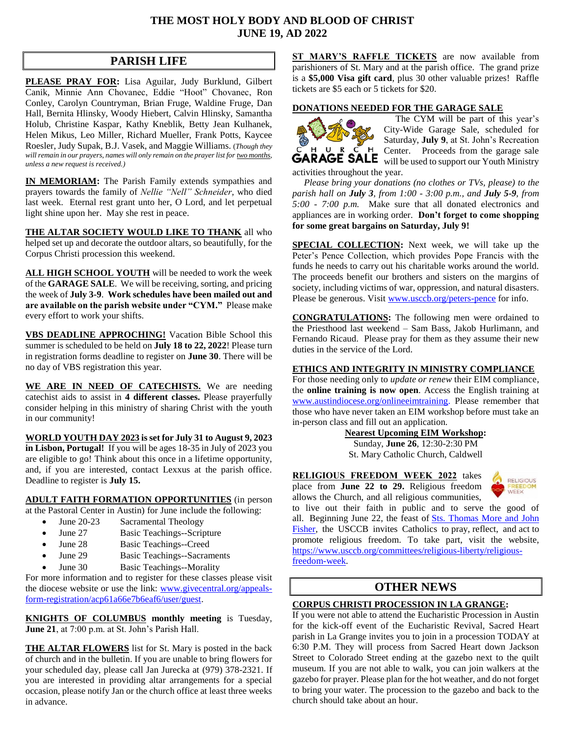# THE MOST HOLY BODY AND BLOOD OF CHRIST
# JUNE 19, AD 2022

## PARISH LIFE

**PLEASE PRAY FOR:** Lisa Aguilar, Judy Burklund, Gilbert Canik, Minnie Ann Chovanec, Eddie "Hoot" Chovanec, Ron Conley, Carolyn Countryman, Brian Fruge, Waldine Fruge, Dan Hall, Bernita Hlinsky, Woody Hiebert, Calvin Hlinsky, Samantha Holub, Christine Kaspar, Kathy Kneblik, Betty Jean Kulhanek, Helen Mikus, Leo Miller, Richard Mueller, Frank Potts, Kaycee Roesler, Judy Supak, B.J. Vasek, and Maggie Williams. *(Though they will remain in our prayers, names will only remain on the prayer list for two months, unless a new request is received.)*

**IN MEMORIAM:** The Parish Family extends sympathies and prayers towards the family of *Nellie "Nell" Schneider*, who died last week. Eternal rest grant unto her, O Lord, and let perpetual light shine upon her. May she rest in peace.

**THE ALTAR SOCIETY WOULD LIKE TO THANK** all who helped set up and decorate the outdoor altars, so beautifully, for the Corpus Christi procession this weekend.

**ALL HIGH SCHOOL YOUTH** will be needed to work the week of the **GARAGE SALE**. We will be receiving, sorting, and pricing the week of **July 3-9**. **Work schedules have been mailed out and are available on the parish website under "CYM."** Please make every effort to work your shifts.

**VBS DEADLINE APPROCHING!** Vacation Bible School this summer is scheduled to be held on **July 18 to 22, 2022**! Please turn in registration forms deadline to register on **June 30**. There will be no day of VBS registration this year.

**WE ARE IN NEED OF CATECHISTS.** We are needing catechist aids to assist in **4 different classes.** Please prayerfully consider helping in this ministry of sharing Christ with the youth in our community!

**WORLD YOUTH DAY 2023 is set for July 31 to August 9, 2023 in Lisbon, Portugal!** If you will be ages 18-35 in July of 2023 you are eligible to go! Think about this once in a lifetime opportunity, and, if you are interested, contact Lexxus at the parish office. Deadline to register is **July 15.**

**ADULT FAITH FORMATION OPPORTUNITIES** (in person at the Pastoral Center in Austin) for June include the following:

- June 20-23 Sacramental Theology
- June 27 Basic Teachings--Scripture
- June 28 Basic Teachings--Creed
- June 29 Basic Teachings--Sacraments
- June 30 Basic Teachings--Morality

For more information and to register for these classes please visit the diocese website or use the link: www.givecentral.org/appeals-form-registration/acp61a66e7b6eaf6/user/guest.

**KNIGHTS OF COLUMBUS monthly meeting** is Tuesday, **June 21**, at 7:00 p.m. at St. John's Parish Hall.

**THE ALTAR FLOWERS** list for St. Mary is posted in the back of church and in the bulletin. If you are unable to bring flowers for your scheduled day, please call Jan Jurecka at (979) 378-2321. If you are interested in providing altar arrangements for a special occasion, please notify Jan or the church office at least three weeks in advance.

**ST MARY'S RAFFLE TICKETS** are now available from parishioners of St. Mary and at the parish office. The grand prize is a **$5,000 Visa gift card**, plus 30 other valuable prizes! Raffle tickets are $5 each or 5 tickets for $20.

**DONATIONS NEEDED FOR THE GARAGE SALE**

CHURCH GARAGE SALE

The CYM will be part of this year's City-Wide Garage Sale, scheduled for Saturday, **July 9**, at St. John's Recreation Center. Proceeds from the garage sale will be used to support our Youth Ministry activities throughout the year.

*Please bring your donations (no clothes or TVs, please) to the parish hall on **July 3**, from 1:00 - 3:00 p.m., and **July 5-9**, from 5:00 - 7:00 p.m.* Make sure that all donated electronics and appliances are in working order. **Don't forget to come shopping for some great bargains on Saturday, July 9!**

**SPECIAL COLLECTION:** Next week, we will take up the Peter's Pence Collection, which provides Pope Francis with the funds he needs to carry out his charitable works around the world. The proceeds benefit our brothers and sisters on the margins of society, including victims of war, oppression, and natural disasters. Please be generous. Visit www.usccb.org/peters-pence for info.

**CONGRATULATIONS:** The following men were ordained to the Priesthood last weekend – Sam Bass, Jakob Hurlimann, and Fernando Ricaud. Please pray for them as they assume their new duties in the service of the Lord.

**ETHICS AND INTEGRITY IN MINISTRY COMPLIANCE**

For those needing only to *update or renew* their EIM compliance, the **online training is now open**. Access the English training at www.austindiocese.org/onlineeimtraining. Please remember that those who have never taken an EIM workshop before must take an in-person class and fill out an application.

**Nearest Upcoming EIM Workshop:**
Sunday, **June 26**, 12:30-2:30 PM
St. Mary Catholic Church, Caldwell

**RELIGIOUS FREEDOM WEEK 2022** takes place from **June 22 to 29.** Religious freedom allows the Church, and all religious communities, to live out their faith in public and to serve the good of all. Beginning June 22, the feast of Sts. Thomas More and John Fisher, the USCCB invites Catholics to pray, reflect, and act to promote religious freedom. To take part, visit the website, https://www.usccb.org/committees/religious-liberty/religious-freedom-week.

## OTHER NEWS

**CORPUS CHRISTI PROCESSION IN LA GRANGE:**

If you were not able to attend the Eucharistic Procession in Austin for the kick-off event of the Eucharistic Revival, Sacred Heart parish in La Grange invites you to join in a procession TODAY at 6:30 P.M. They will process from Sacred Heart down Jackson Street to Colorado Street ending at the gazebo next to the quilt museum. If you are not able to walk, you can join walkers at the gazebo for prayer. Please plan for the hot weather, and do not forget to bring your water. The procession to the gazebo and back to the church should take about an hour.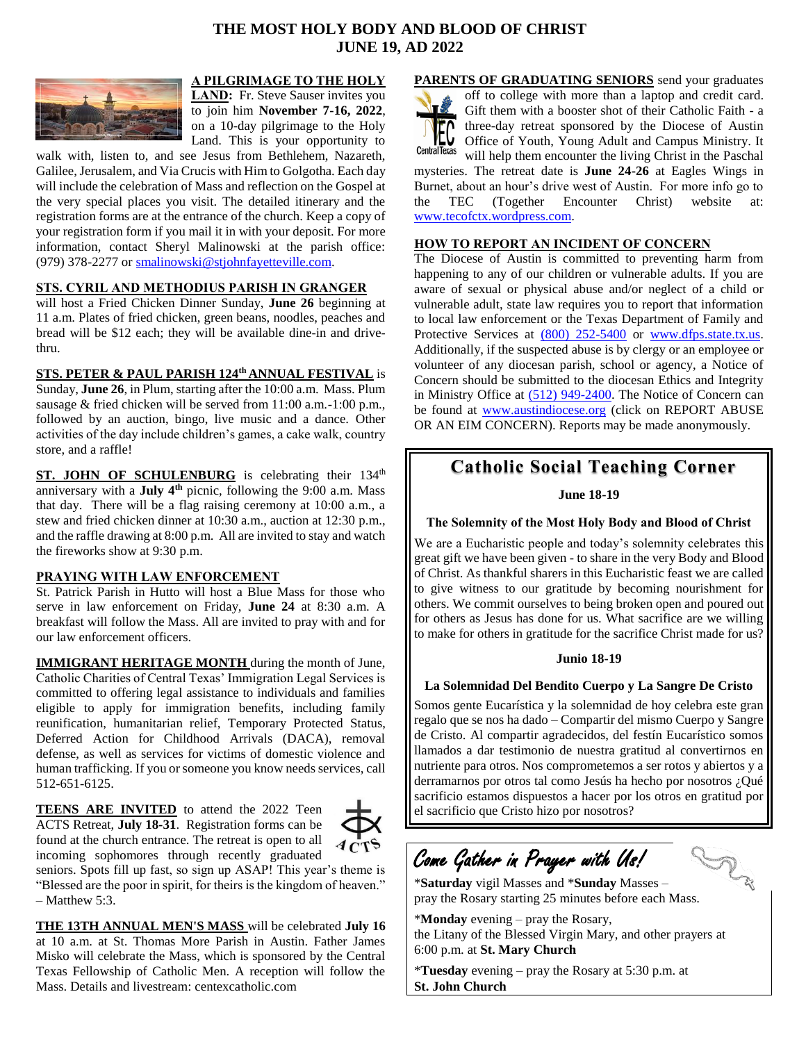# THE MOST HOLY BODY AND BLOOD OF CHRIST
## JUNE 19, AD 2022

**A PILGRIMAGE TO THE HOLY LAND:** Fr. Steve Sauser invites you to join him **November 7-16, 2022**, on a 10-day pilgrimage to the Holy Land. This is your opportunity to walk with, listen to, and see Jesus from Bethlehem, Nazareth, Galilee, Jerusalem, and Via Crucis with Him to Golgotha. Each day will include the celebration of Mass and reflection on the Gospel at the very special places you visit. The detailed itinerary and the registration forms are at the entrance of the church. Keep a copy of your registration form if you mail it in with your deposit. For more information, contact Sheryl Malinowski at the parish office: (979) 378-2277 or smalinowski@stjohnfayetteville.com.

**STS. CYRIL AND METHODIUS PARISH IN GRANGER** will host a Fried Chicken Dinner Sunday, **June 26** beginning at 11 a.m. Plates of fried chicken, green beans, noodles, peaches and bread will be $12 each; they will be available dine-in and drive-thru.

**STS. PETER & PAUL PARISH 124th ANNUAL FESTIVAL** is Sunday, **June 26**, in Plum, starting after the 10:00 a.m. Mass. Plum sausage & fried chicken will be served from 11:00 a.m.-1:00 p.m., followed by an auction, bingo, live music and a dance. Other activities of the day include children's games, a cake walk, country store, and a raffle!

**ST. JOHN OF SCHULENBURG** is celebrating their 134th anniversary with a **July 4th** picnic, following the 9:00 a.m. Mass that day. There will be a flag raising ceremony at 10:00 a.m., a stew and fried chicken dinner at 10:30 a.m., auction at 12:30 p.m., and the raffle drawing at 8:00 p.m. All are invited to stay and watch the fireworks show at 9:30 p.m.

**PRAYING WITH LAW ENFORCEMENT**
St. Patrick Parish in Hutto will host a Blue Mass for those who serve in law enforcement on Friday, **June 24** at 8:30 a.m. A breakfast will follow the Mass. All are invited to pray with and for our law enforcement officers.

**IMMIGRANT HERITAGE MONTH** during the month of June, Catholic Charities of Central Texas' Immigration Legal Services is committed to offering legal assistance to individuals and families eligible to apply for immigration benefits, including family reunification, humanitarian relief, Temporary Protected Status, Deferred Action for Childhood Arrivals (DACA), removal defense, as well as services for victims of domestic violence and human trafficking. If you or someone you know needs services, call 512-651-6125.

**TEENS ARE INVITED** to attend the 2022 Teen ACTS Retreat, **July 18-31**. Registration forms can be found at the church entrance. The retreat is open to all incoming sophomores through recently graduated seniors. Spots fill up fast, so sign up ASAP! This year's theme is "Blessed are the poor in spirit, for theirs is the kingdom of heaven." – Matthew 5:3.

**THE 13TH ANNUAL MEN'S MASS** will be celebrated **July 16** at 10 a.m. at St. Thomas More Parish in Austin. Father James Misko will celebrate the Mass, which is sponsored by the Central Texas Fellowship of Catholic Men. A reception will follow the Mass. Details and livestream: centexcatholic.com

**PARENTS OF GRADUATING SENIORS** send your graduates off to college with more than a laptop and credit card. Gift them with a booster shot of their Catholic Faith - a three-day retreat sponsored by the Diocese of Austin Office of Youth, Young Adult and Campus Ministry. It will help them encounter the living Christ in the Paschal mysteries. The retreat date is **June 24-26** at Eagles Wings in Burnet, about an hour's drive west of Austin. For more info go to the TEC (Together Encounter Christ) website at: www.tecofctx.wordpress.com.

**HOW TO REPORT AN INCIDENT OF CONCERN**
The Diocese of Austin is committed to preventing harm from happening to any of our children or vulnerable adults. If you are aware of sexual or physical abuse and/or neglect of a child or vulnerable adult, state law requires you to report that information to local law enforcement or the Texas Department of Family and Protective Services at (800) 252-5400 or www.dfps.state.tx.us. Additionally, if the suspected abuse is by clergy or an employee or volunteer of any diocesan parish, school or agency, a Notice of Concern should be submitted to the diocesan Ethics and Integrity in Ministry Office at (512) 949-2400. The Notice of Concern can be found at www.austindiocese.org (click on REPORT ABUSE OR AN EIM CONCERN). Reports may be made anonymously.

## Catholic Social Teaching Corner

**June 18-19**

**The Solemnity of the Most Holy Body and Blood of Christ**

We are a Eucharistic people and today's solemnity celebrates this great gift we have been given - to share in the very Body and Blood of Christ. As thankful sharers in this Eucharistic feast we are called to give witness to our gratitude by becoming nourishment for others. We commit ourselves to being broken open and poured out for others as Jesus has done for us. What sacrifice are we willing to make for others in gratitude for the sacrifice Christ made for us?

**Junio 18-19**

**La Solemnidad Del Bendito Cuerpo y La Sangre De Cristo**

Somos gente Eucarística y la solemnidad de hoy celebra este gran regalo que se nos ha dado – Compartir del mismo Cuerpo y Sangre de Cristo. Al compartir agradecidos, del festín Eucarístico somos llamados a dar testimonio de nuestra gratitud al convertirnos en nutriente para otros. Nos comprometemos a ser rotos y abiertos y a derramarnos por otros tal como Jesús ha hecho por nosotros ¿Qué sacrificio estamos dispuestos a hacer por los otros en gratitud por el sacrificio que Cristo hizo por nosotros?

## *Come Gather in Prayer with Us!*

*__Saturday__ vigil Masses and *__Sunday__ Masses – pray the Rosary starting 25 minutes before each Mass.

*__Monday__ evening – pray the Rosary, the Litany of the Blessed Virgin Mary, and other prayers at 6:00 p.m. at **St. Mary Church**

*__Tuesday__ evening – pray the Rosary at 5:30 p.m. at **St. John Church**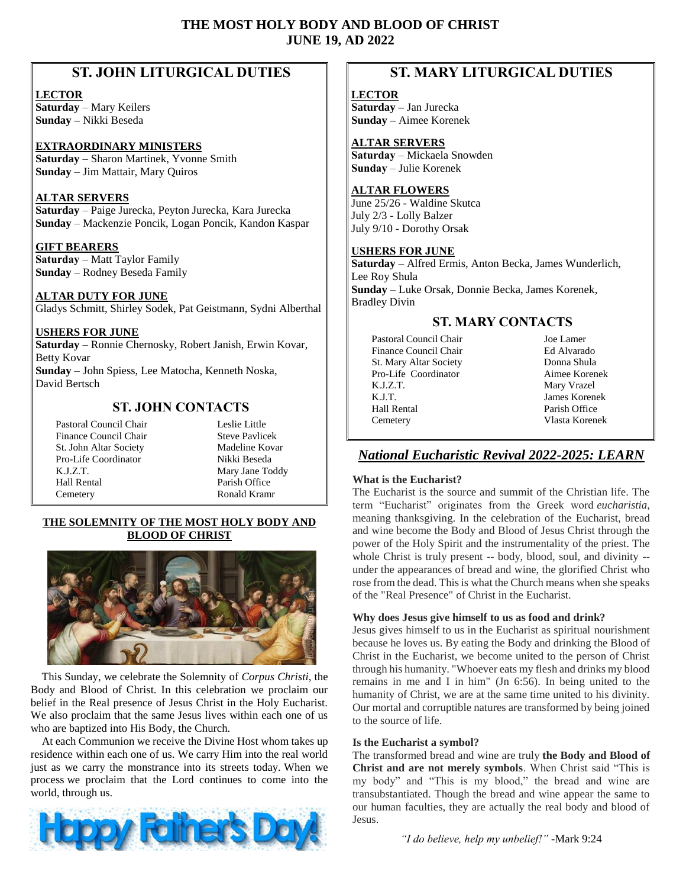# THE MOST HOLY BODY AND BLOOD OF CHRIST
## JUNE 19, AD 2022

## ST. JOHN LITURGICAL DUTIES

**LECTOR**
**Saturday** – Mary Keilers
**Sunday –** Nikki Beseda

**EXTRAORDINARY MINISTERS**
**Saturday** – Sharon Martinek, Yvonne Smith
**Sunday** – Jim Mattair, Mary Quiros

**ALTAR SERVERS**
**Saturday** – Paige Jurecka, Peyton Jurecka, Kara Jurecka
**Sunday** – Mackenzie Poncik, Logan Poncik, Kandon Kaspar

**GIFT BEARERS**
**Saturday** – Matt Taylor Family
**Sunday** – Rodney Beseda Family

**ALTAR DUTY FOR JUNE**
Gladys Schmitt, Shirley Sodek, Pat Geistmann, Sydni Alberthal

**USHERS FOR JUNE**
**Saturday** – Ronnie Chernosky, Robert Janish, Erwin Kovar, Betty Kovar
**Sunday** – John Spiess, Lee Matocha, Kenneth Noska, David Bertsch

## ST. JOHN CONTACTS

| | |
|---|---|
| Pastoral Council Chair | Leslie Little |
| Finance Council Chair | Steve Pavlicek |
| St. John Altar Society | Madeline Kovar |
| Pro-Life Coordinator | Nikki Beseda |
| K.J.Z.T. | Mary Jane Toddy |
| Hall Rental | Parish Office |
| Cemetery | Ronald Kramr |

**THE SOLEMNITY OF THE MOST HOLY BODY AND BLOOD OF CHRIST**

This Sunday, we celebrate the Solemnity of *Corpus Christi*, the Body and Blood of Christ. In this celebration we proclaim our belief in the Real presence of Jesus Christ in the Holy Eucharist. We also proclaim that the same Jesus lives within each one of us who are baptized into His Body, the Church.

At each Communion we receive the Divine Host whom takes up residence within each one of us. We carry Him into the real world just as we carry the monstrance into its streets today. When we process we proclaim that the Lord continues to come into the world, through us.

Happy Father's Day!

## ST. MARY LITURGICAL DUTIES

**LECTOR**
**Saturday –** Jan Jurecka
**Sunday –** Aimee Korenek

**ALTAR SERVERS**
**Saturday** – Mickaela Snowden
**Sunday** – Julie Korenek

**ALTAR FLOWERS**
June 25/26 - Waldine Skutca
July 2/3 - Lolly Balzer
July 9/10 - Dorothy Orsak

**USHERS FOR JUNE**
**Saturday** – Alfred Ermis, Anton Becka, James Wunderlich, Lee Roy Shula
**Sunday** – Luke Orsak, Donnie Becka, James Korenek, Bradley Divin

## ST. MARY CONTACTS

| | |
|---|---|
| Pastoral Council Chair | Joe Lamer |
| Finance Council Chair | Ed Alvarado |
| St. Mary Altar Society | Donna Shula |
| Pro-Life Coordinator | Aimee Korenek |
| K.J.Z.T. | Mary Vrazel |
| K.J.T. | James Korenek |
| Hall Rental | Parish Office |
| Cemetery | Vlasta Korenek |

## *National Eucharistic Revival 2022-2025: LEARN*

**What is the Eucharist?**
The Eucharist is the source and summit of the Christian life. The term "Eucharist" originates from the Greek word *eucharistia*, meaning thanksgiving. In the celebration of the Eucharist, bread and wine become the Body and Blood of Jesus Christ through the power of the Holy Spirit and the instrumentality of the priest. The whole Christ is truly present -- body, blood, soul, and divinity -- under the appearances of bread and wine, the glorified Christ who rose from the dead. This is what the Church means when she speaks of the "Real Presence" of Christ in the Eucharist.

**Why does Jesus give himself to us as food and drink?**
Jesus gives himself to us in the Eucharist as spiritual nourishment because he loves us. By eating the Body and drinking the Blood of Christ in the Eucharist, we become united to the person of Christ through his humanity. "Whoever eats my flesh and drinks my blood remains in me and I in him" (Jn 6:56). In being united to the humanity of Christ, we are at the same time united to his divinity. Our mortal and corruptible natures are transformed by being joined to the source of life.

**Is the Eucharist a symbol?**
The transformed bread and wine are truly **the Body and Blood of Christ and are not merely symbols**. When Christ said "This is my body" and "This is my blood," the bread and wine are transubstantiated. Though the bread and wine appear the same to our human faculties, they are actually the real body and blood of Jesus.

*"I do believe, help my unbelief!"* -Mark 9:24